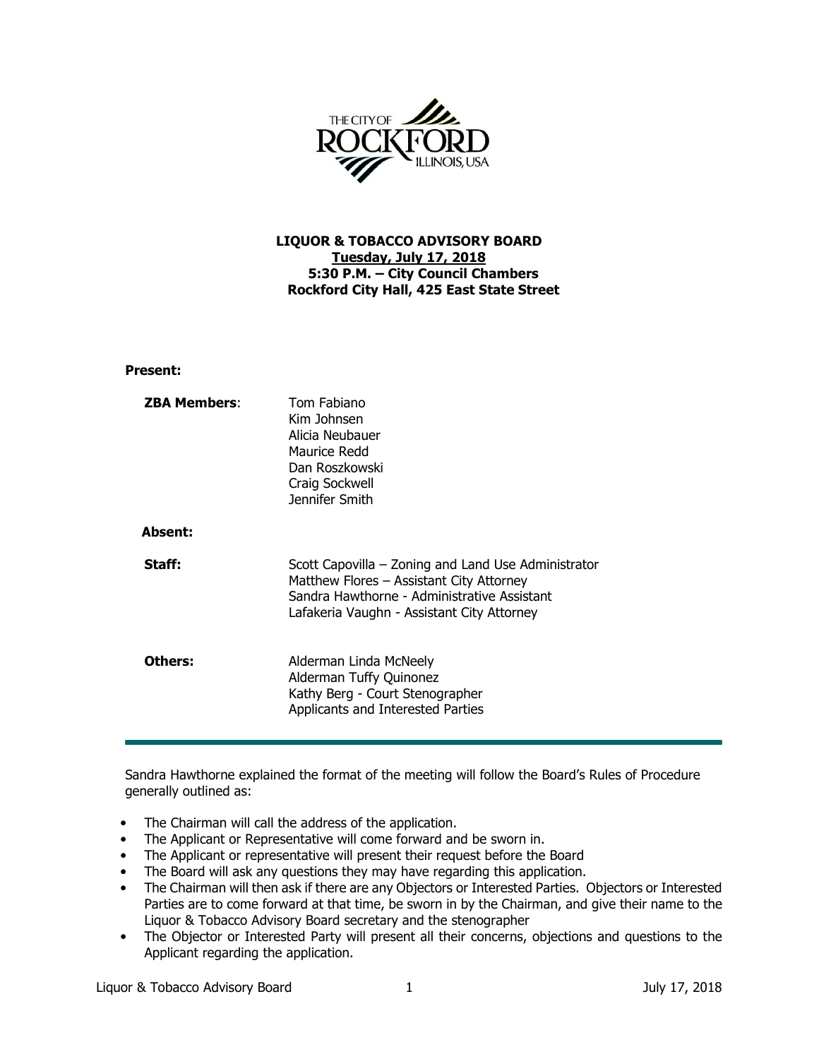THE CITY OF ROCKFORD ILLINOIS, USA

**LIQUOR & TOBACCO ADVISORY BOARD**
**Tuesday, July 17, 2018**
**5:30 P.M. – City Council Chambers**
**Rockford City Hall, 425 East State Street**

**Present:**

| | |
|---|---|
| **ZBA Members**: | Tom Fabiano<br>Kim Johnsen<br>Alicia Neubauer<br>Maurice Redd<br>Dan Roszkowski<br>Craig Sockwell<br>Jennifer Smith |
| **Absent:** | |
| **Staff:** | Scott Capovilla – Zoning and Land Use Administrator<br>Matthew Flores – Assistant City Attorney<br>Sandra Hawthorne - Administrative Assistant<br>Lafakeria Vaughn - Assistant City Attorney |
| **Others:** | Alderman Linda McNeely<br>Alderman Tuffy Quinonez<br>Kathy Berg - Court Stenographer<br>Applicants and Interested Parties |

---

Sandra Hawthorne explained the format of the meeting will follow the Board's Rules of Procedure generally outlined as:

- The Chairman will call the address of the application.
- The Applicant or Representative will come forward and be sworn in.
- The Applicant or representative will present their request before the Board
- The Board will ask any questions they may have regarding this application.
- The Chairman will then ask if there are any Objectors or Interested Parties. Objectors or Interested Parties are to come forward at that time, be sworn in by the Chairman, and give their name to the Liquor & Tobacco Advisory Board secretary and the stenographer
- The Objector or Interested Party will present all their concerns, objections and questions to the Applicant regarding the application.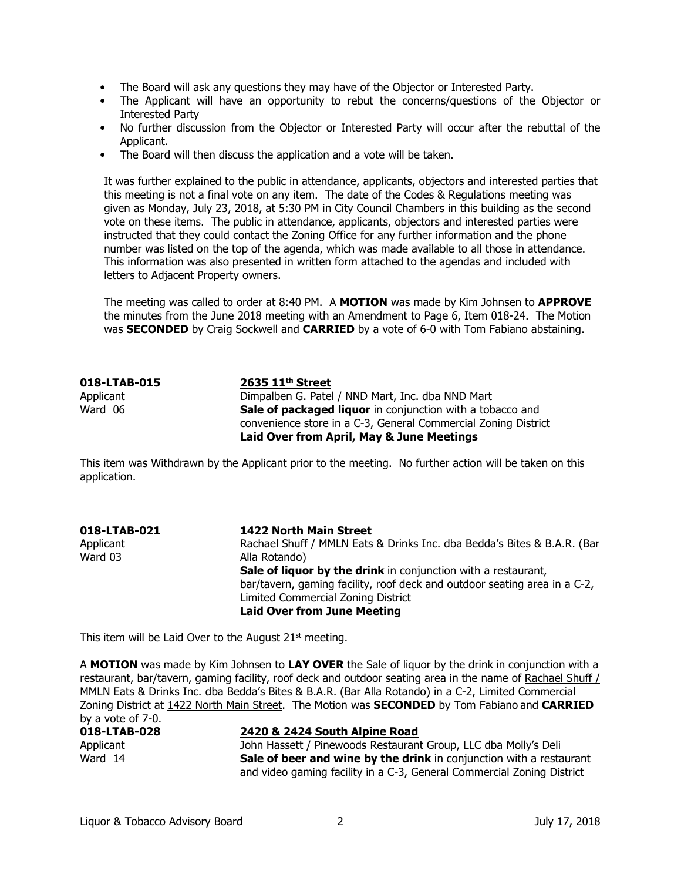- The Board will ask any questions they may have of the Objector or Interested Party.
- The Applicant will have an opportunity to rebut the concerns/questions of the Objector or Interested Party
- No further discussion from the Objector or Interested Party will occur after the rebuttal of the Applicant.
- The Board will then discuss the application and a vote will be taken.

It was further explained to the public in attendance, applicants, objectors and interested parties that this meeting is not a final vote on any item. The date of the Codes & Regulations meeting was given as Monday, July 23, 2018, at 5:30 PM in City Council Chambers in this building as the second vote on these items. The public in attendance, applicants, objectors and interested parties were instructed that they could contact the Zoning Office for any further information and the phone number was listed on the top of the agenda, which was made available to all those in attendance. This information was also presented in written form attached to the agendas and included with letters to Adjacent Property owners.

The meeting was called to order at 8:40 PM. A **MOTION** was made by Kim Johnsen to **APPROVE** the minutes from the June 2018 meeting with an Amendment to Page 6, Item 018-24. The Motion was **SECONDED** by Craig Sockwell and **CARRIED** by a vote of 6-0 with Tom Fabiano abstaining.

**018-LTAB-015** — **2635 11th Street**
Applicant — Dimpalben G. Patel / NND Mart, Inc. dba NND Mart
Ward 06 — **Sale of packaged liquor** in conjunction with a tobacco and convenience store in a C-3, General Commercial Zoning District
**Laid Over from April, May & June Meetings**

This item was Withdrawn by the Applicant prior to the meeting. No further action will be taken on this application.

**018-LTAB-021** — **1422 North Main Street**
Applicant — Rachael Shuff / MMLN Eats & Drinks Inc. dba Bedda's Bites & B.A.R. (Bar Alla Rotando)
Ward 03 — **Sale of liquor by the drink** in conjunction with a restaurant, bar/tavern, gaming facility, roof deck and outdoor seating area in a C-2, Limited Commercial Zoning District
**Laid Over from June Meeting**

This item will be Laid Over to the August 21st meeting.

A **MOTION** was made by Kim Johnsen to **LAY OVER** the Sale of liquor by the drink in conjunction with a restaurant, bar/tavern, gaming facility, roof deck and outdoor seating area in the name of Rachael Shuff / MMLN Eats & Drinks Inc. dba Bedda's Bites & B.A.R. (Bar Alla Rotando) in a C-2, Limited Commercial Zoning District at 1422 North Main Street. The Motion was **SECONDED** by Tom Fabiano and **CARRIED** by a vote of 7-0.

**018-LTAB-028** — **2420 & 2424 South Alpine Road**
Applicant — John Hassett / Pinewoods Restaurant Group, LLC dba Molly's Deli
Ward 14 — **Sale of beer and wine by the drink** in conjunction with a restaurant and video gaming facility in a C-3, General Commercial Zoning District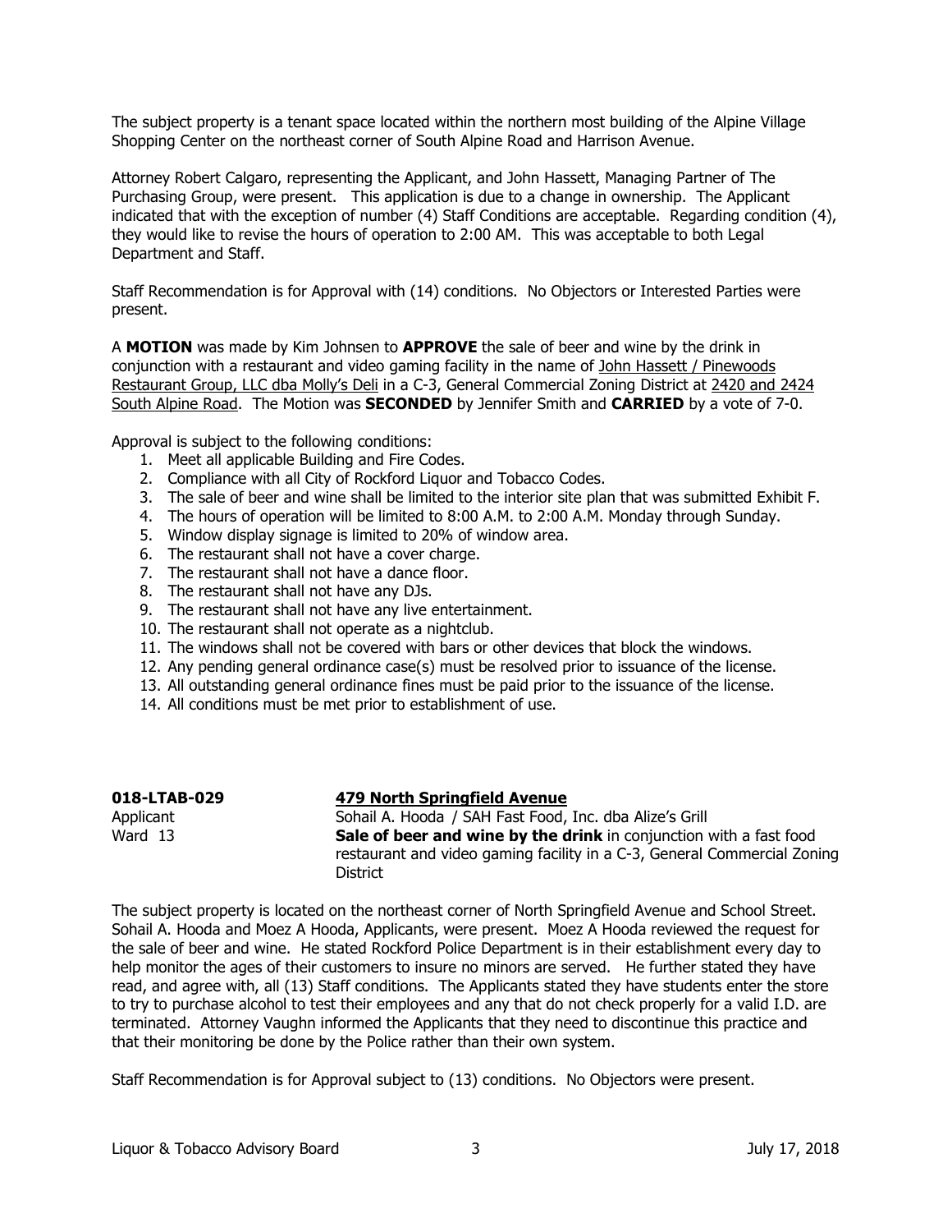The subject property is a tenant space located within the northern most building of the Alpine Village Shopping Center on the northeast corner of South Alpine Road and Harrison Avenue.

Attorney Robert Calgaro, representing the Applicant, and John Hassett, Managing Partner of The Purchasing Group, were present. This application is due to a change in ownership. The Applicant indicated that with the exception of number (4) Staff Conditions are acceptable. Regarding condition (4), they would like to revise the hours of operation to 2:00 AM. This was acceptable to both Legal Department and Staff.

Staff Recommendation is for Approval with (14) conditions. No Objectors or Interested Parties were present.

A **MOTION** was made by Kim Johnsen to **APPROVE** the sale of beer and wine by the drink in conjunction with a restaurant and video gaming facility in the name of John Hassett / Pinewoods Restaurant Group, LLC dba Molly's Deli in a C-3, General Commercial Zoning District at 2420 and 2424 South Alpine Road. The Motion was **SECONDED** by Jennifer Smith and **CARRIED** by a vote of 7-0.

Approval is subject to the following conditions:

1. Meet all applicable Building and Fire Codes.
2. Compliance with all City of Rockford Liquor and Tobacco Codes.
3. The sale of beer and wine shall be limited to the interior site plan that was submitted Exhibit F.
4. The hours of operation will be limited to 8:00 A.M. to 2:00 A.M. Monday through Sunday.
5. Window display signage is limited to 20% of window area.
6. The restaurant shall not have a cover charge.
7. The restaurant shall not have a dance floor.
8. The restaurant shall not have any DJs.
9. The restaurant shall not have any live entertainment.
10. The restaurant shall not operate as a nightclub.
11. The windows shall not be covered with bars or other devices that block the windows.
12. Any pending general ordinance case(s) must be resolved prior to issuance of the license.
13. All outstanding general ordinance fines must be paid prior to the issuance of the license.
14. All conditions must be met prior to establishment of use.

**018-LTAB-029** **479 North Springfield Avenue**

Applicant Sohail A. Hooda / SAH Fast Food, Inc. dba Alize's Grill

Ward 13 **Sale of beer and wine by the drink** in conjunction with a fast food restaurant and video gaming facility in a C-3, General Commercial Zoning District

The subject property is located on the northeast corner of North Springfield Avenue and School Street. Sohail A. Hooda and Moez A Hooda, Applicants, were present. Moez A Hooda reviewed the request for the sale of beer and wine. He stated Rockford Police Department is in their establishment every day to help monitor the ages of their customers to insure no minors are served. He further stated they have read, and agree with, all (13) Staff conditions. The Applicants stated they have students enter the store to try to purchase alcohol to test their employees and any that do not check properly for a valid I.D. are terminated. Attorney Vaughn informed the Applicants that they need to discontinue this practice and that their monitoring be done by the Police rather than their own system.

Staff Recommendation is for Approval subject to (13) conditions. No Objectors were present.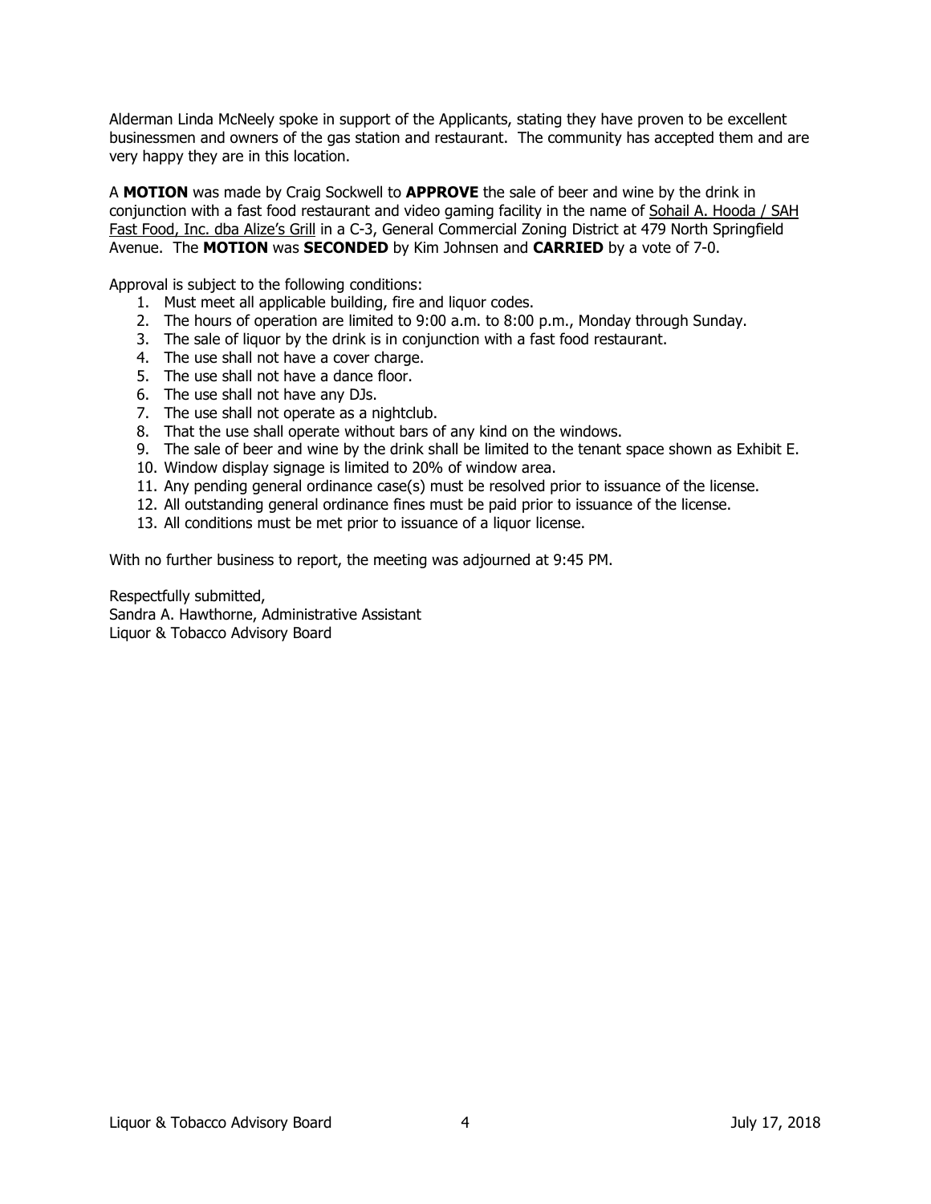Alderman Linda McNeely spoke in support of the Applicants, stating they have proven to be excellent businessmen and owners of the gas station and restaurant. The community has accepted them and are very happy they are in this location.

A **MOTION** was made by Craig Sockwell to **APPROVE** the sale of beer and wine by the drink in conjunction with a fast food restaurant and video gaming facility in the name of Sohail A. Hooda / SAH Fast Food, Inc. dba Alize's Grill in a C-3, General Commercial Zoning District at 479 North Springfield Avenue. The **MOTION** was **SECONDED** by Kim Johnsen and **CARRIED** by a vote of 7-0.

Approval is subject to the following conditions:

1. Must meet all applicable building, fire and liquor codes.
2. The hours of operation are limited to 9:00 a.m. to 8:00 p.m., Monday through Sunday.
3. The sale of liquor by the drink is in conjunction with a fast food restaurant.
4. The use shall not have a cover charge.
5. The use shall not have a dance floor.
6. The use shall not have any DJs.
7. The use shall not operate as a nightclub.
8. That the use shall operate without bars of any kind on the windows.
9. The sale of beer and wine by the drink shall be limited to the tenant space shown as Exhibit E.
10. Window display signage is limited to 20% of window area.
11. Any pending general ordinance case(s) must be resolved prior to issuance of the license.
12. All outstanding general ordinance fines must be paid prior to issuance of the license.
13. All conditions must be met prior to issuance of a liquor license.

With no further business to report, the meeting was adjourned at 9:45 PM.

Respectfully submitted,
Sandra A. Hawthorne, Administrative Assistant
Liquor & Tobacco Advisory Board